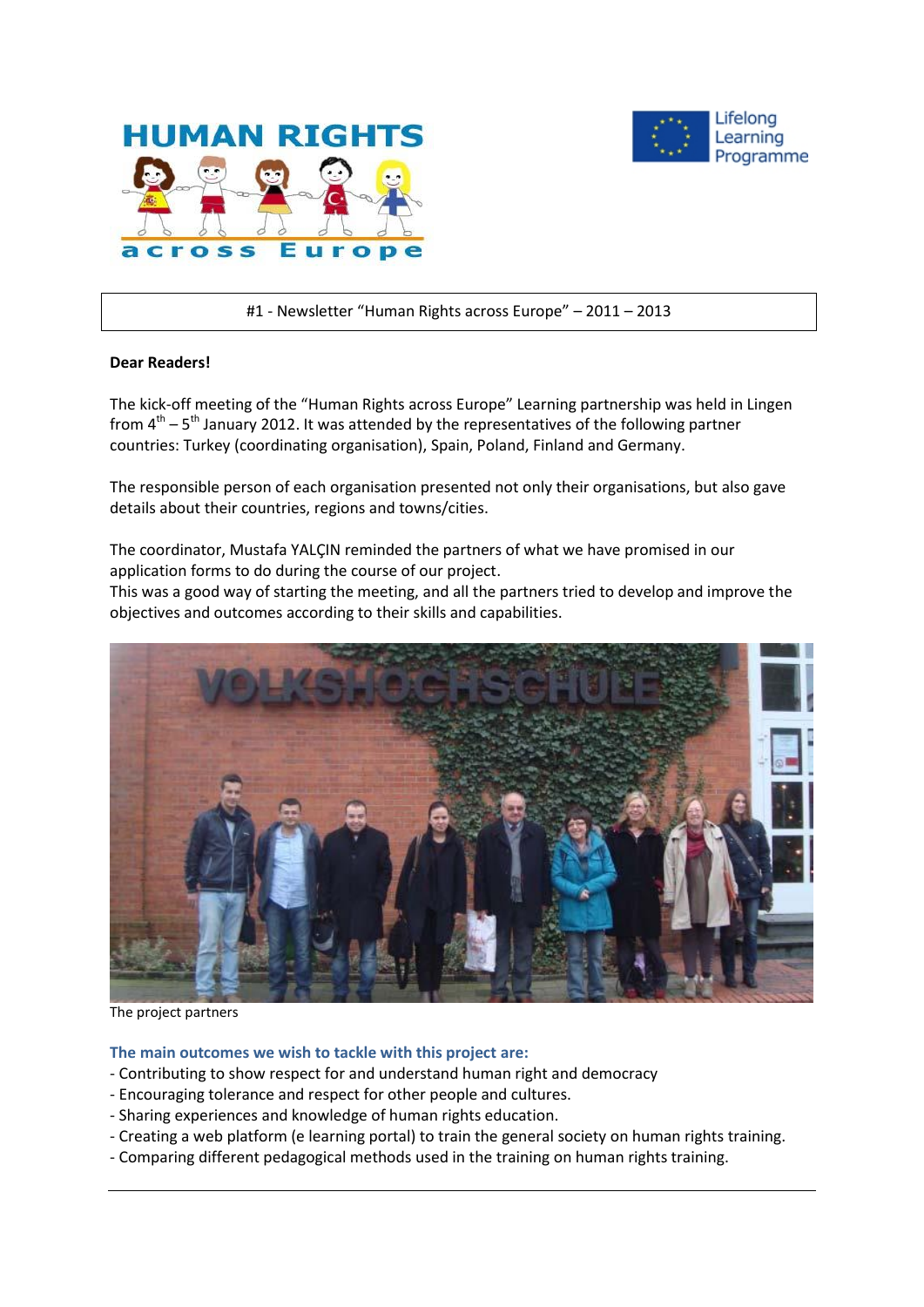HUMAN RIGHTS across Europe

Lifelong Learning Programme

#1 - Newsletter "Human Rights across Europe" – 2011 – 2013

**Dear Readers!**

The kick-off meeting of the "Human Rights across Europe" Learning partnership was held in Lingen from 4th – 5th January 2012. It was attended by the representatives of the following partner countries: Turkey (coordinating organisation), Spain, Poland, Finland and Germany.

The responsible person of each organisation presented not only their organisations, but also gave details about their countries, regions and towns/cities.

The coordinator, Mustafa YALÇIN reminded the partners of what we have promised in our application forms to do during the course of our project.
This was a good way of starting the meeting, and all the partners tried to develop and improve the objectives and outcomes according to their skills and capabilities.

The project partners

**The main outcomes we wish to tackle with this project are:**

- Contributing to show respect for and understand human right and democracy
- Encouraging tolerance and respect for other people and cultures.
- Sharing experiences and knowledge of human rights education.
- Creating a web platform (e learning portal) to train the general society on human rights training.
- Comparing different pedagogical methods used in the training on human rights training.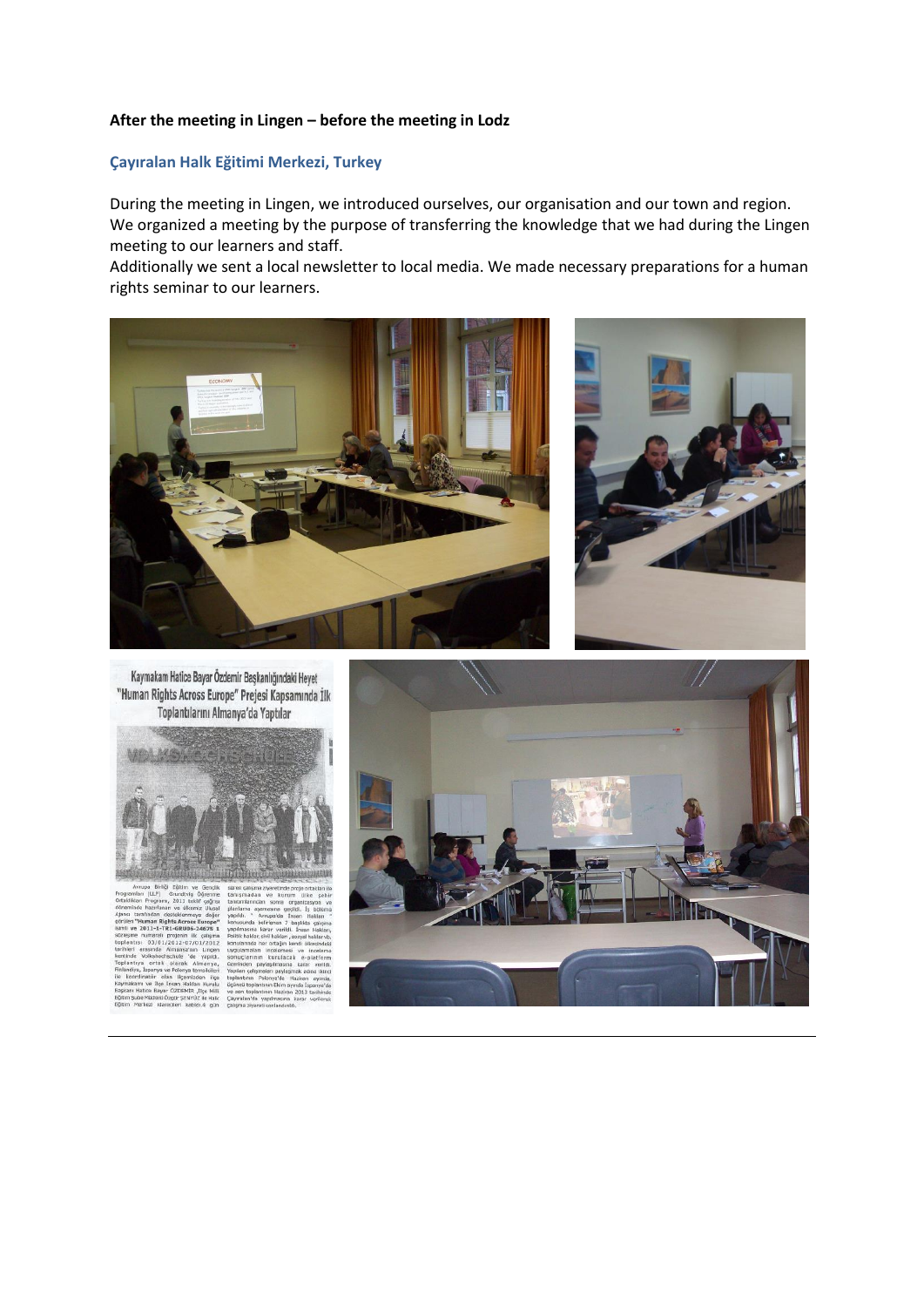**After the meeting in Lingen – before the meeting in Lodz**

### Çayıralan Halk Eğitimi Merkezi, Turkey

During the meeting in Lingen, we introduced ourselves, our organisation and our town and region. We organized a meeting by the purpose of transferring the knowledge that we had during the Lingen meeting to our learners and staff.

Additionally we sent a local newsletter to local media. We made necessary preparations for a human rights seminar to our learners.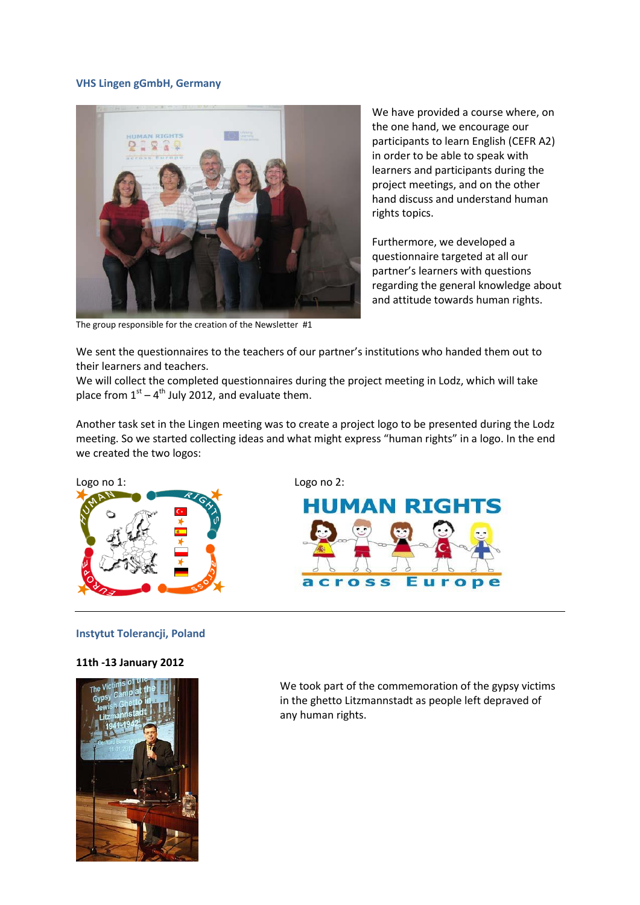### VHS Lingen gGmbH, Germany

We have provided a course where, on the one hand, we encourage our participants to learn English (CEFR A2) in order to be able to speak with learners and participants during the project meetings, and on the other hand discuss and understand human rights topics.

Furthermore, we developed a questionnaire targeted at all our partner's learners with questions regarding the general knowledge about and attitude towards human rights.

The group responsible for the creation of the Newsletter #1

We sent the questionnaires to the teachers of our partner's institutions who handed them out to their learners and teachers.
We will collect the completed questionnaires during the project meeting in Lodz, which will take place from 1st – 4th July 2012, and evaluate them.

Another task set in the Lingen meeting was to create a project logo to be presented during the Lodz meeting. So we started collecting ideas and what might express "human rights" in a logo. In the end we created the two logos:

Logo no 1:

Logo no 2:

---

### Instytut Tolerancji, Poland

**11th -13 January 2012**

We took part of the commemoration of the gypsy victims in the ghetto Litzmannstadt as people left depraved of any human rights.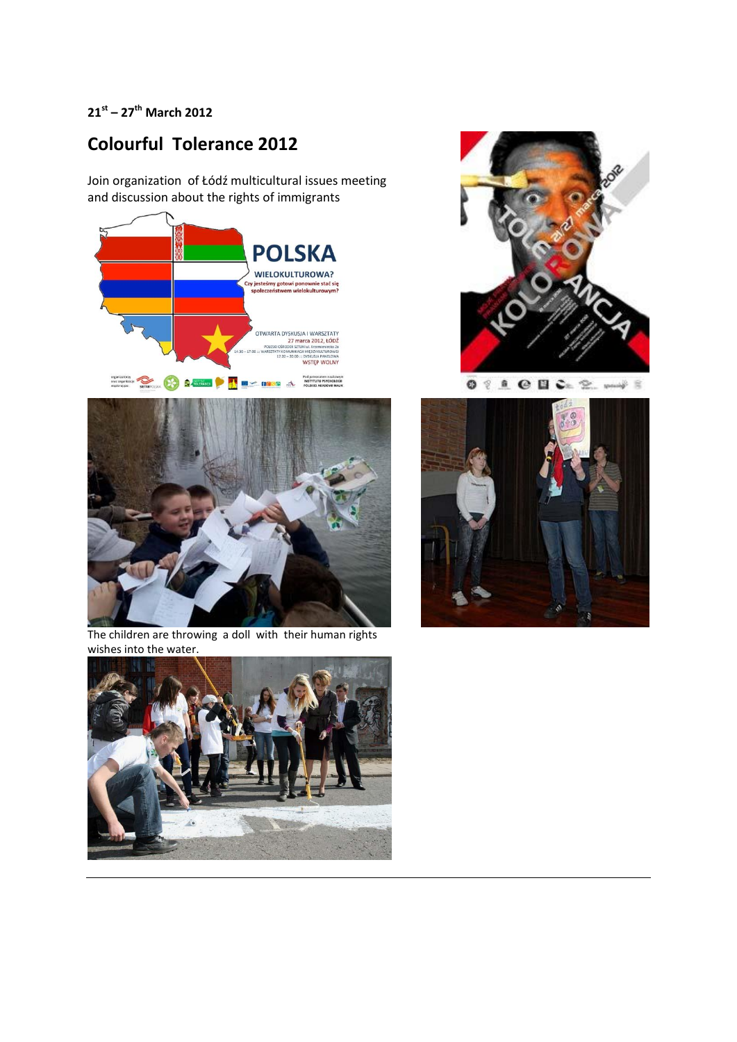**$21^{st}$ – $27^{th}$ March 2012**

## Colourful Tolerance 2012

Join organization of Łódź multicultural issues meeting and discussion about the rights of immigrants

The children are throwing a doll with their human rights wishes into the water.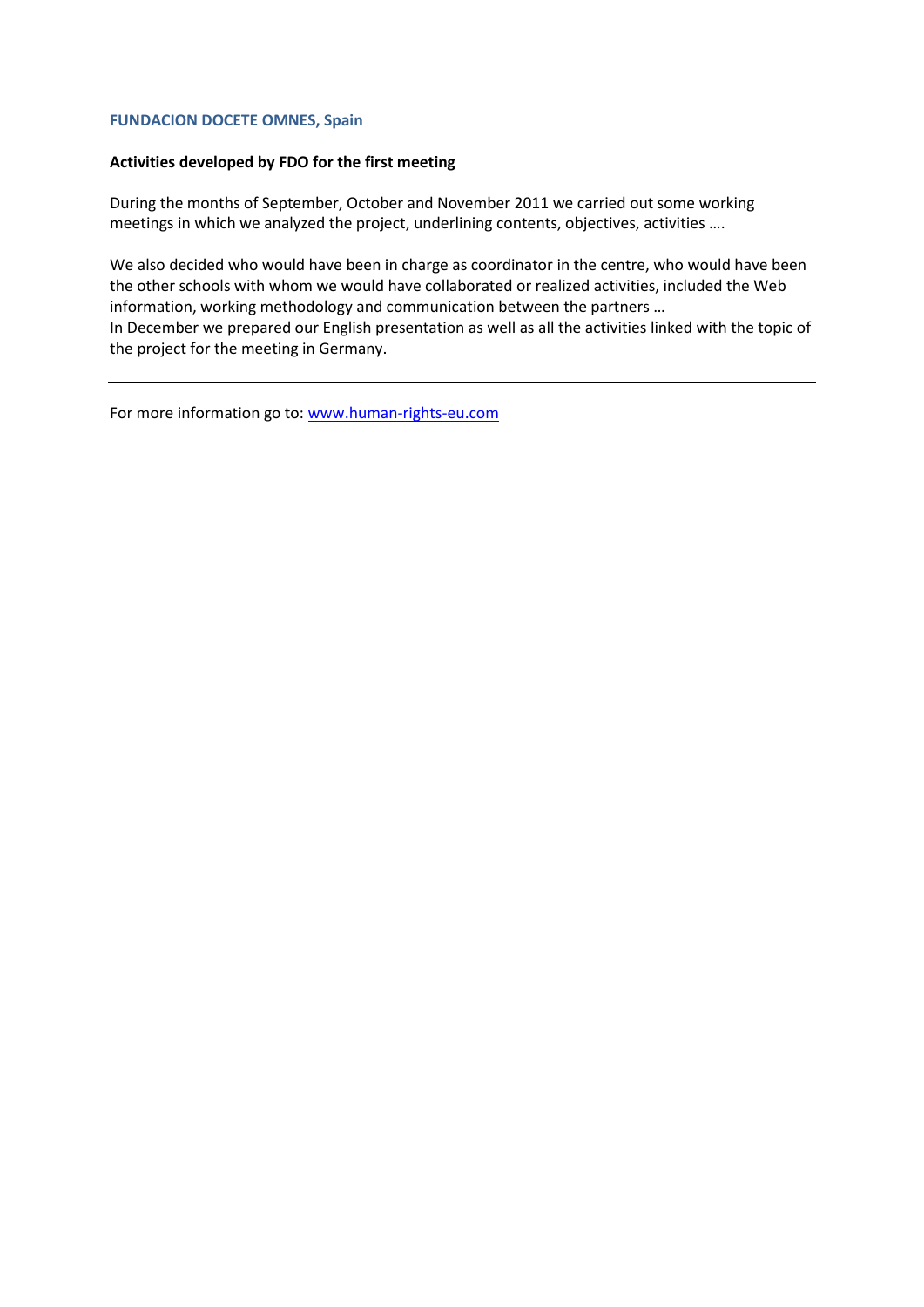### FUNDACION DOCETE OMNES, Spain

**Activities developed by FDO for the first meeting**

During the months of September, October and November 2011 we carried out some working meetings in which we analyzed the project, underlining contents, objectives, activities ….

We also decided who would have been in charge as coordinator in the centre, who would have been the other schools with whom we would have collaborated or realized activities, included the Web information, working methodology and communication between the partners …
In December we prepared our English presentation as well as all the activities linked with the topic of the project for the meeting in Germany.

---

For more information go to: [www.human-rights-eu.com](http://www.human-rights-eu.com)